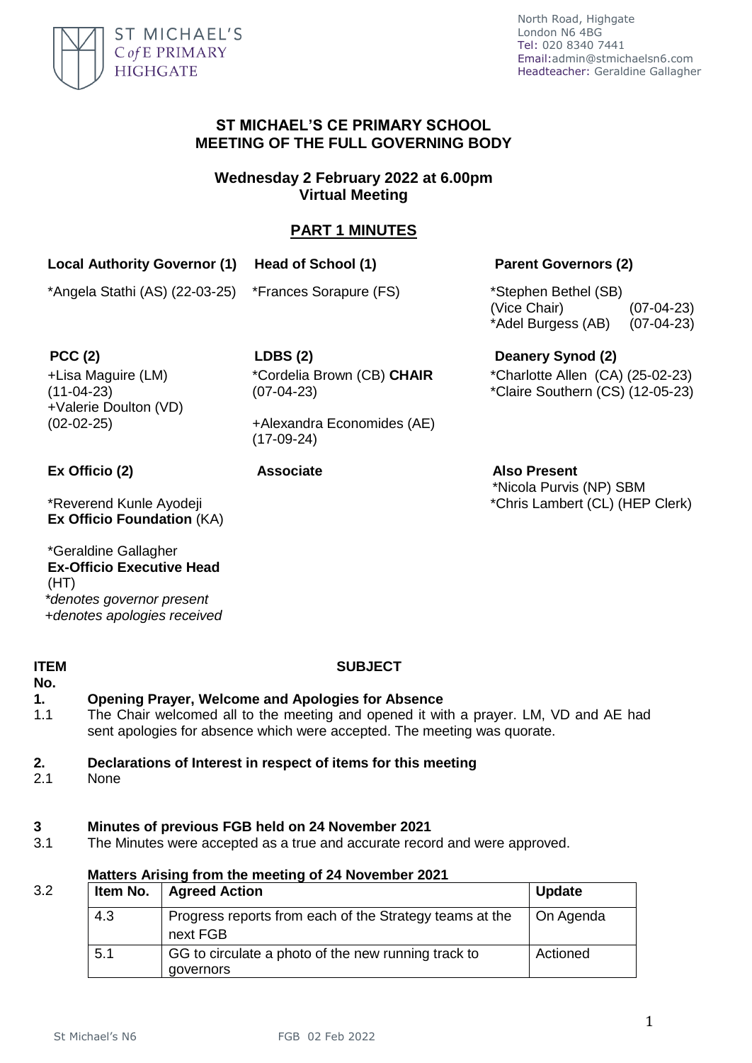ST MICHAEL'S C of E PRIMARY HIGHGATE

North Road, Highgate
London N6 4BG
Tel: 020 8340 7441
Email:admin@stmichaelsn6.com
Headteacher: Geraldine Gallagher

# ST MICHAEL'S CE PRIMARY SCHOOL
# MEETING OF THE FULL GOVERNING BODY

## Wednesday 2 February 2022 at 6.00pm
## Virtual Meeting

## PART 1 MINUTES

**Local Authority Governor (1)**
*Angela Stathi (AS) (22-03-25)

**Head of School (1)**
*Frances Sorapure (FS)

**Parent Governors (2)**
*Stephen Bethel (SB) (Vice Chair) (07-04-23)
*Adel Burgess (AB) (07-04-23)

**PCC (2)**
+Lisa Maguire (LM) (11-04-23)
+Valerie Doulton (VD) (02-02-25)

**LDBS (2)**
*Cordelia Brown (CB) **CHAIR** (07-04-23)
+Alexandra Economides (AE) (17-09-24)

**Deanery Synod (2)**
*Charlotte Allen (CA) (25-02-23)
*Claire Southern (CS) (12-05-23)

**Ex Officio (2)**
*Reverend Kunle Ayodeji **Ex Officio Foundation** (KA)
*Geraldine Gallagher **Ex-Officio Executive Head** (HT)

**Associate**

**Also Present**
*Nicola Purvis (NP) SBM
*Chris Lambert (CL) (HEP Clerk)

*\*denotes governor present*
*+denotes apologies received*

**ITEM No.** **SUBJECT**

**1. Opening Prayer, Welcome and Apologies for Absence**

1.1 The Chair welcomed all to the meeting and opened it with a prayer. LM, VD and AE had sent apologies for absence which were accepted. The meeting was quorate.

**2. Declarations of Interest in respect of items for this meeting**

2.1 None

**3 Minutes of previous FGB held on 24 November 2021**

3.1 The Minutes were accepted as a true and accurate record and were approved.

**Matters Arising from the meeting of 24 November 2021**

3.2

| Item No. | Agreed Action | Update |
|---|---|---|
| 4.3 | Progress reports from each of the Strategy teams at the next FGB | On Agenda |
| 5.1 | GG to circulate a photo of the new running track to governors | Actioned |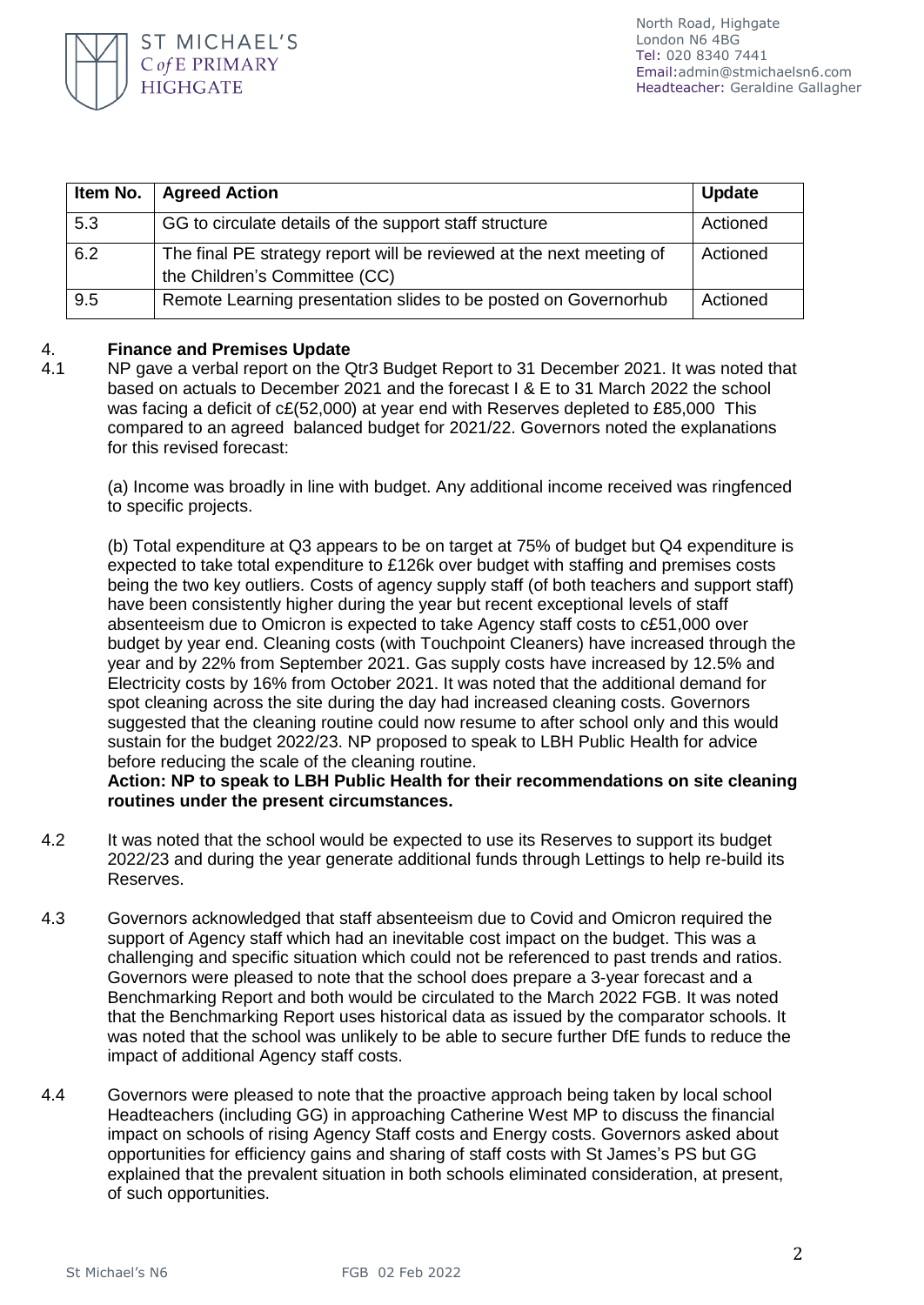| Item No. | Agreed Action | Update |
|---|---|---|
| 5.3 | GG to circulate details of the support staff structure | Actioned |
| 6.2 | The final PE strategy report will be reviewed at the next meeting of the Children's Committee (CC) | Actioned |
| 9.5 | Remote Learning presentation slides to be posted on Governorhub | Actioned |

## 4. Finance and Premises Update

4.1 NP gave a verbal report on the Qtr3 Budget Report to 31 December 2021. It was noted that based on actuals to December 2021 and the forecast I & E to 31 March 2022 the school was facing a deficit of c£(52,000) at year end with Reserves depleted to £85,000 This compared to an agreed balanced budget for 2021/22. Governors noted the explanations for this revised forecast:

(a) Income was broadly in line with budget. Any additional income received was ringfenced to specific projects.

(b) Total expenditure at Q3 appears to be on target at 75% of budget but Q4 expenditure is expected to take total expenditure to £126k over budget with staffing and premises costs being the two key outliers. Costs of agency supply staff (of both teachers and support staff) have been consistently higher during the year but recent exceptional levels of staff absenteeism due to Omicron is expected to take Agency staff costs to c£51,000 over budget by year end. Cleaning costs (with Touchpoint Cleaners) have increased through the year and by 22% from September 2021. Gas supply costs have increased by 12.5% and Electricity costs by 16% from October 2021. It was noted that the additional demand for spot cleaning across the site during the day had increased cleaning costs. Governors suggested that the cleaning routine could now resume to after school only and this would sustain for the budget 2022/23. NP proposed to speak to LBH Public Health for advice before reducing the scale of the cleaning routine.

**Action: NP to speak to LBH Public Health for their recommendations on site cleaning routines under the present circumstances.**

4.2 It was noted that the school would be expected to use its Reserves to support its budget 2022/23 and during the year generate additional funds through Lettings to help re-build its Reserves.

4.3 Governors acknowledged that staff absenteeism due to Covid and Omicron required the support of Agency staff which had an inevitable cost impact on the budget. This was a challenging and specific situation which could not be referenced to past trends and ratios. Governors were pleased to note that the school does prepare a 3-year forecast and a Benchmarking Report and both would be circulated to the March 2022 FGB. It was noted that the Benchmarking Report uses historical data as issued by the comparator schools. It was noted that the school was unlikely to be able to secure further DfE funds to reduce the impact of additional Agency staff costs.

4.4 Governors were pleased to note that the proactive approach being taken by local school Headteachers (including GG) in approaching Catherine West MP to discuss the financial impact on schools of rising Agency Staff costs and Energy costs. Governors asked about opportunities for efficiency gains and sharing of staff costs with St James's PS but GG explained that the prevalent situation in both schools eliminated consideration, at present, of such opportunities.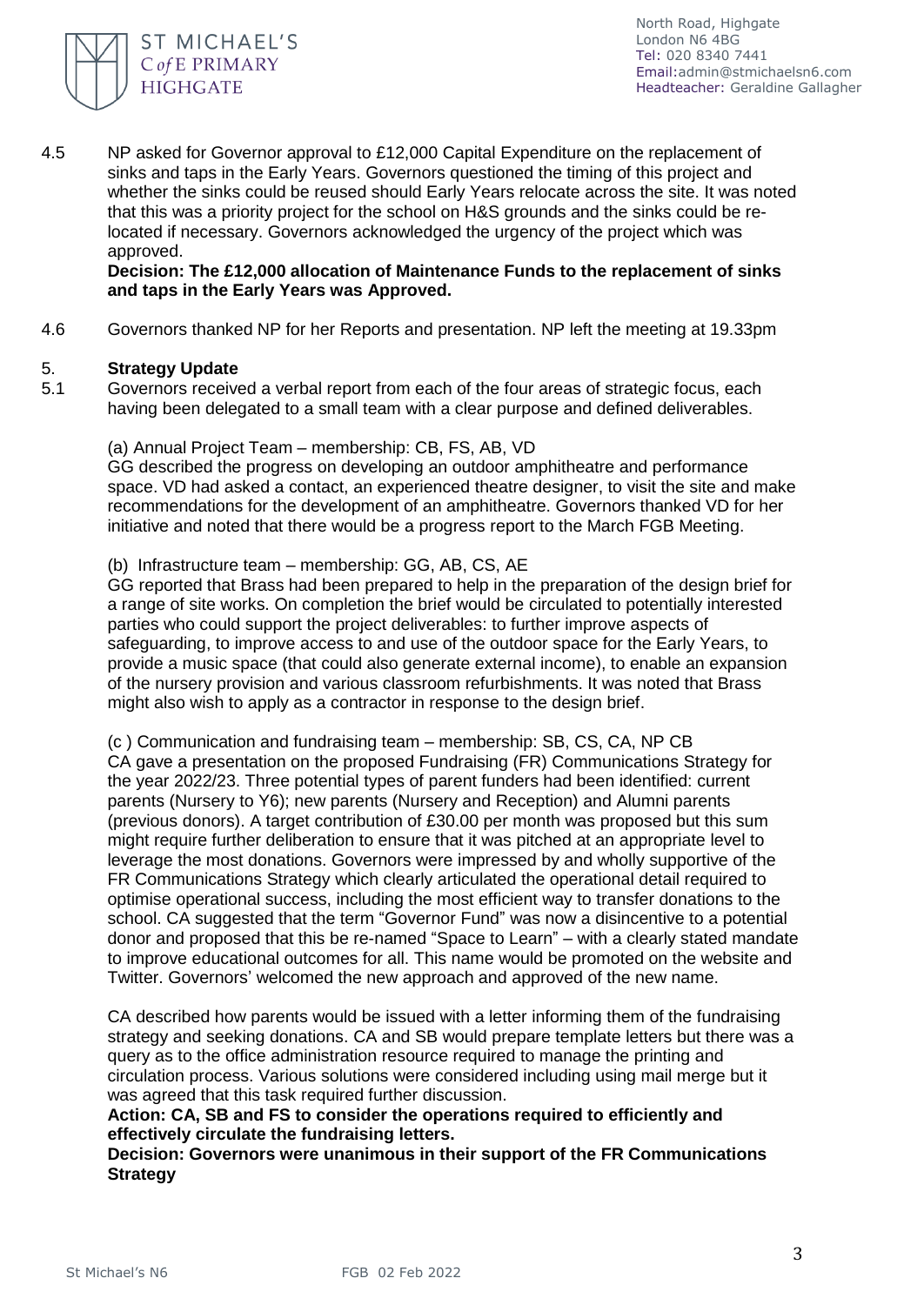4.5 NP asked for Governor approval to £12,000 Capital Expenditure on the replacement of sinks and taps in the Early Years. Governors questioned the timing of this project and whether the sinks could be reused should Early Years relocate across the site. It was noted that this was a priority project for the school on H&S grounds and the sinks could be re-located if necessary. Governors acknowledged the urgency of the project which was approved.
**Decision: The £12,000 allocation of Maintenance Funds to the replacement of sinks and taps in the Early Years was Approved.**

4.6 Governors thanked NP for her Reports and presentation. NP left the meeting at 19.33pm

## 5. Strategy Update

5.1 Governors received a verbal report from each of the four areas of strategic focus, each having been delegated to a small team with a clear purpose and defined deliverables.

(a) Annual Project Team – membership: CB, FS, AB, VD
GG described the progress on developing an outdoor amphitheatre and performance space. VD had asked a contact, an experienced theatre designer, to visit the site and make recommendations for the development of an amphitheatre. Governors thanked VD for her initiative and noted that there would be a progress report to the March FGB Meeting.

(b) Infrastructure team – membership: GG, AB, CS, AE
GG reported that Brass had been prepared to help in the preparation of the design brief for a range of site works. On completion the brief would be circulated to potentially interested parties who could support the project deliverables: to further improve aspects of safeguarding, to improve access to and use of the outdoor space for the Early Years, to provide a music space (that could also generate external income), to enable an expansion of the nursery provision and various classroom refurbishments. It was noted that Brass might also wish to apply as a contractor in response to the design brief.

(c ) Communication and fundraising team – membership: SB, CS, CA, NP CB
CA gave a presentation on the proposed Fundraising (FR) Communications Strategy for the year 2022/23. Three potential types of parent funders had been identified: current parents (Nursery to Y6); new parents (Nursery and Reception) and Alumni parents (previous donors). A target contribution of £30.00 per month was proposed but this sum might require further deliberation to ensure that it was pitched at an appropriate level to leverage the most donations. Governors were impressed by and wholly supportive of the FR Communications Strategy which clearly articulated the operational detail required to optimise operational success, including the most efficient way to transfer donations to the school. CA suggested that the term "Governor Fund" was now a disincentive to a potential donor and proposed that this be re-named "Space to Learn" – with a clearly stated mandate to improve educational outcomes for all. This name would be promoted on the website and Twitter. Governors' welcomed the new approach and approved of the new name.

CA described how parents would be issued with a letter informing them of the fundraising strategy and seeking donations. CA and SB would prepare template letters but there was a query as to the office administration resource required to manage the printing and circulation process. Various solutions were considered including using mail merge but it was agreed that this task required further discussion.
**Action: CA, SB and FS to consider the operations required to efficiently and effectively circulate the fundraising letters.**
**Decision: Governors were unanimous in their support of the FR Communications Strategy**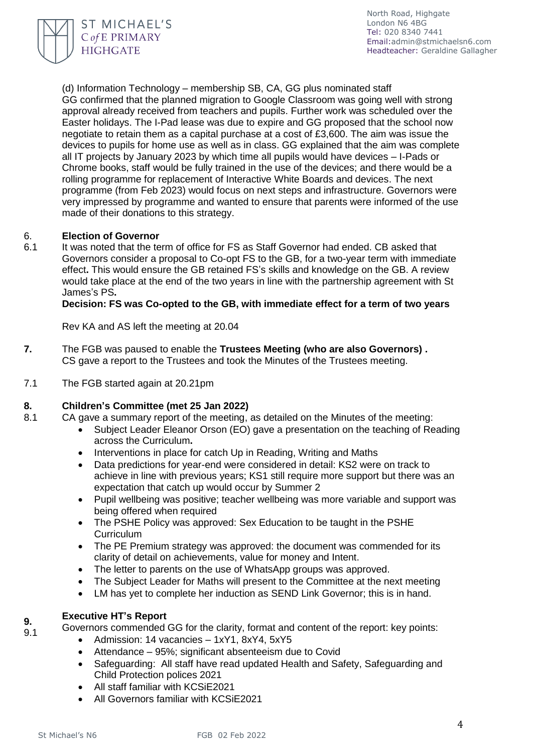(d) Information Technology – membership SB, CA, GG plus nominated staff
GG confirmed that the planned migration to Google Classroom was going well with strong approval already received from teachers and pupils. Further work was scheduled over the Easter holidays. The I-Pad lease was due to expire and GG proposed that the school now negotiate to retain them as a capital purchase at a cost of £3,600. The aim was issue the devices to pupils for home use as well as in class. GG explained that the aim was complete all IT projects by January 2023 by which time all pupils would have devices – I-Pads or Chrome books, staff would be fully trained in the use of the devices; and there would be a rolling programme for replacement of Interactive White Boards and devices. The next programme (from Feb 2023) would focus on next steps and infrastructure. Governors were very impressed by programme and wanted to ensure that parents were informed of the use made of their donations to this strategy.

6. **Election of Governor**

6.1 It was noted that the term of office for FS as Staff Governor had ended. CB asked that Governors consider a proposal to Co-opt FS to the GB, for a two-year term with immediate effect**.** This would ensure the GB retained FS's skills and knowledge on the GB. A review would take place at the end of the two years in line with the partnership agreement with St James's PS**.**

**Decision: FS was Co-opted to the GB, with immediate effect for a term of two years**

Rev KA and AS left the meeting at 20.04

**7.** The FGB was paused to enable the **Trustees Meeting (who are also Governors) .** CS gave a report to the Trustees and took the Minutes of the Trustees meeting.

7.1 The FGB started again at 20.21pm

**8. Children's Committee (met 25 Jan 2022)**

8.1 CA gave a summary report of the meeting, as detailed on the Minutes of the meeting:

- Subject Leader Eleanor Orson (EO) gave a presentation on the teaching of Reading across the Curriculum**.**
- Interventions in place for catch Up in Reading, Writing and Maths
- Data predictions for year-end were considered in detail: KS2 were on track to achieve in line with previous years; KS1 still require more support but there was an expectation that catch up would occur by Summer 2
- Pupil wellbeing was positive; teacher wellbeing was more variable and support was being offered when required
- The PSHE Policy was approved: Sex Education to be taught in the PSHE Curriculum
- The PE Premium strategy was approved: the document was commended for its clarity of detail on achievements, value for money and Intent.
- The letter to parents on the use of WhatsApp groups was approved.
- The Subject Leader for Maths will present to the Committee at the next meeting
- LM has yet to complete her induction as SEND Link Governor; this is in hand.

**9. Executive HT's Report**

9.1 Governors commended GG for the clarity, format and content of the report: key points:

- Admission: 14 vacancies – 1xY1, 8xY4, 5xY5
- Attendance – 95%; significant absenteeism due to Covid
- Safeguarding: All staff have read updated Health and Safety, Safeguarding and Child Protection polices 2021
- All staff familiar with KCSiE2021
- All Governors familiar with KCSiE2021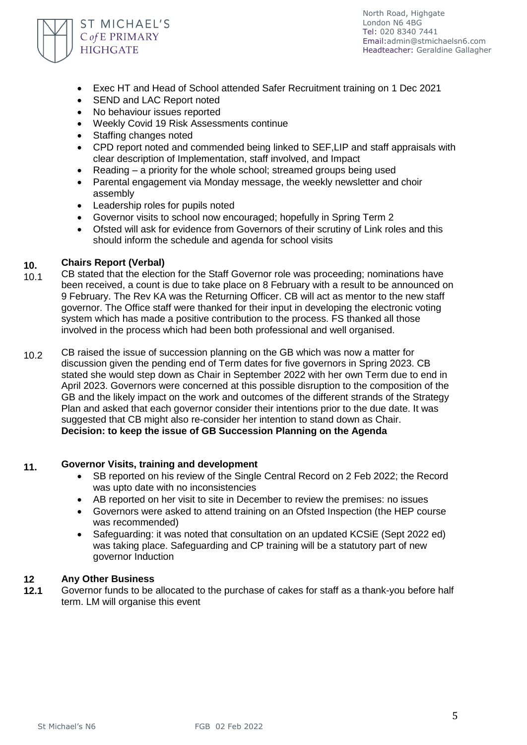- Exec HT and Head of School attended Safer Recruitment training on 1 Dec 2021
- SEND and LAC Report noted
- No behaviour issues reported
- Weekly Covid 19 Risk Assessments continue
- Staffing changes noted
- CPD report noted and commended being linked to SEF,LIP and staff appraisals with clear description of Implementation, staff involved, and Impact
- Reading – a priority for the whole school; streamed groups being used
- Parental engagement via Monday message, the weekly newsletter and choir assembly
- Leadership roles for pupils noted
- Governor visits to school now encouraged; hopefully in Spring Term 2
- Ofsted will ask for evidence from Governors of their scrutiny of Link roles and this should inform the schedule and agenda for school visits

## 10. Chairs Report (Verbal)

10.1 CB stated that the election for the Staff Governor role was proceeding; nominations have been received, a count is due to take place on 8 February with a result to be announced on 9 February. The Rev KA was the Returning Officer. CB will act as mentor to the new staff governor. The Office staff were thanked for their input in developing the electronic voting system which has made a positive contribution to the process. FS thanked all those involved in the process which had been both professional and well organised.

10.2 CB raised the issue of succession planning on the GB which was now a matter for discussion given the pending end of Term dates for five governors in Spring 2023. CB stated she would step down as Chair in September 2022 with her own Term due to end in April 2023. Governors were concerned at this possible disruption to the composition of the GB and the likely impact on the work and outcomes of the different strands of the Strategy Plan and asked that each governor consider their intentions prior to the due date. It was suggested that CB might also re-consider her intention to stand down as Chair.
**Decision: to keep the issue of GB Succession Planning on the Agenda**

## 11. Governor Visits, training and development

- SB reported on his review of the Single Central Record on 2 Feb 2022; the Record was upto date with no inconsistencies
- AB reported on her visit to site in December to review the premises: no issues
- Governors were asked to attend training on an Ofsted Inspection (the HEP course was recommended)
- Safeguarding: it was noted that consultation on an updated KCSiE (Sept 2022 ed) was taking place. Safeguarding and CP training will be a statutory part of new governor Induction

## 12 Any Other Business

**12.1** Governor funds to be allocated to the purchase of cakes for staff as a thank-you before half term. LM will organise this event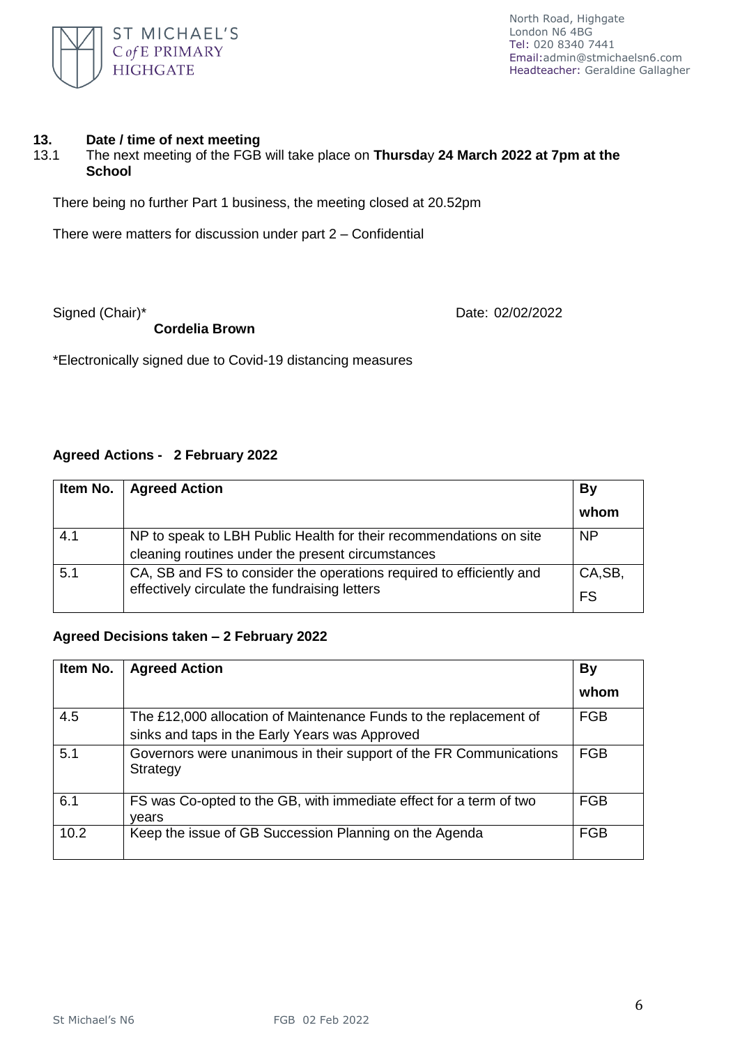## 13. Date / time of next meeting

13.1 The next meeting of the FGB will take place on **Thursday 24 March 2022 at 7pm at the School**

There being no further Part 1 business, the meeting closed at 20.52pm

There were matters for discussion under part 2 – Confidential

Signed (Chair)* **Cordelia Brown** Date: 02/02/2022

*Electronically signed due to Covid-19 distancing measures

**Agreed Actions - 2 February 2022**

| Item No. | Agreed Action | By whom |
|---|---|---|
| 4.1 | NP to speak to LBH Public Health for their recommendations on site cleaning routines under the present circumstances | NP |
| 5.1 | CA, SB and FS to consider the operations required to efficiently and effectively circulate the fundraising letters | CA,SB, FS |

**Agreed Decisions taken – 2 February 2022**

| Item No. | Agreed Action | By whom |
|---|---|---|
| 4.5 | The £12,000 allocation of Maintenance Funds to the replacement of sinks and taps in the Early Years was Approved | FGB |
| 5.1 | Governors were unanimous in their support of the FR Communications Strategy | FGB |
| 6.1 | FS was Co-opted to the GB, with immediate effect for a term of two years | FGB |
| 10.2 | Keep the issue of GB Succession Planning on the Agenda | FGB |